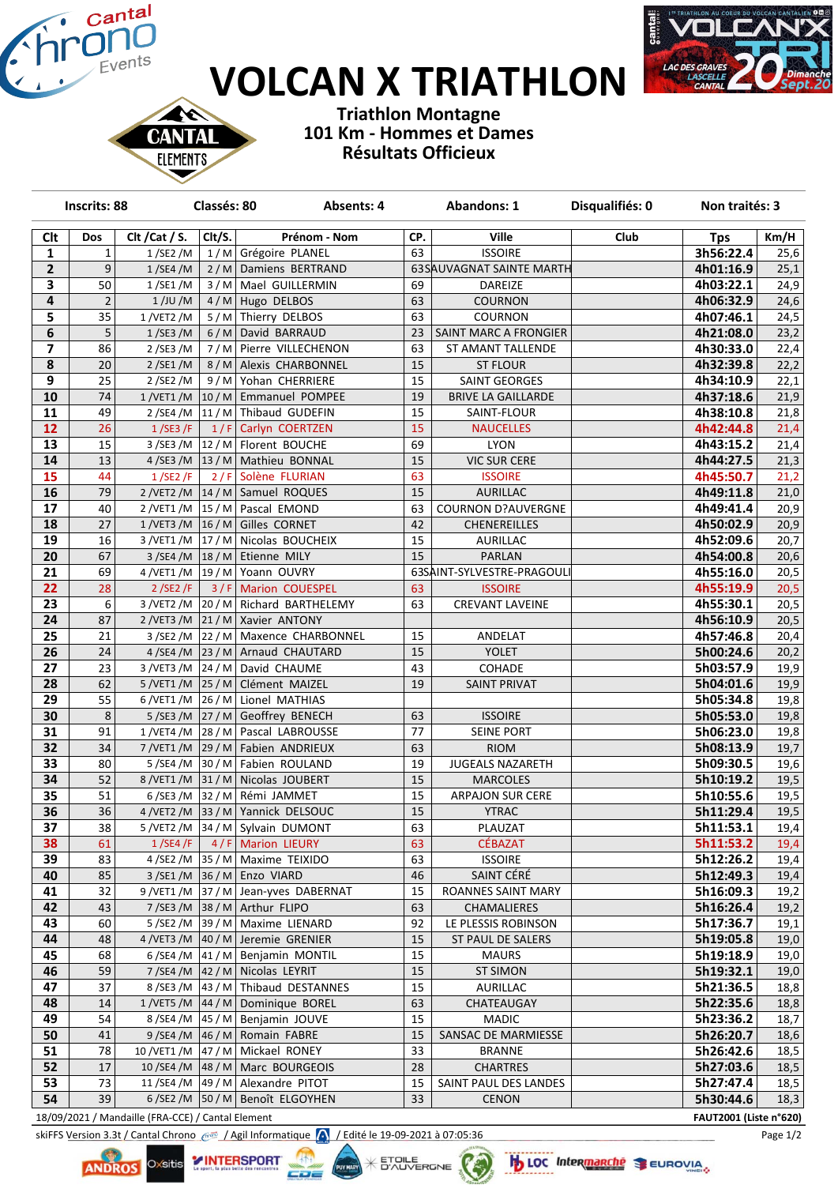# VOLCAN X TRIATHLON

**Triathlon Montagne**
**101 Km - Hommes et Dames**
**Résultats Officieux**

**Inscrits: 88** | **Classés: 80** | **Absents: 4** | **Abandons: 1** | **Disqualifiés: 0** | **Non traités: 3**

| Clt | Dos | Clt /Cat / S. | Clt/S. | Prénom - Nom | CP. | Ville | Club | Tps | Km/H |
|---|---|---|---|---|---|---|---|---|---|
| 1 | 1 | 1 /SE2 /M | 1 / M | Grégoire PLANEL | 63 | ISSOIRE | | 3h56:22.4 | 25,6 |
| 2 | 9 | 1 /SE4 /M | 2 / M | Damiens BERTRAND | 63 | SAUVAGNAT SAINTE MARTH | | 4h01:16.9 | 25,1 |
| 3 | 50 | 1 /SE1 /M | 3 / M | Mael GUILLERMIN | 69 | DAREIZE | | 4h03:22.1 | 24,9 |
| 4 | 2 | 1 /JU /M | 4 / M | Hugo DELBOS | 63 | COURNON | | 4h06:32.9 | 24,6 |
| 5 | 35 | 1 /VET2 /M | 5 / M | Thierry DELBOS | 63 | COURNON | | 4h07:46.1 | 24,5 |
| 6 | 5 | 1 /SE3 /M | 6 / M | David BARRAUD | 23 | SAINT MARC A FRONGIER | | 4h21:08.0 | 23,2 |
| 7 | 86 | 2 /SE3 /M | 7 / M | Pierre VILLECHENON | 63 | ST AMANT TALLENDE | | 4h30:33.0 | 22,4 |
| 8 | 20 | 2 /SE1 /M | 8 / M | Alexis CHARBONNEL | 15 | ST FLOUR | | 4h32:39.8 | 22,2 |
| 9 | 25 | 2 /SE2 /M | 9 / M | Yohan CHERRIERE | 15 | SAINT GEORGES | | 4h34:10.9 | 22,1 |
| 10 | 74 | 1 /VET1 /M | 10 / M | Emmanuel POMPEE | 19 | BRIVE LA GAILLARDE | | 4h37:18.6 | 21,9 |
| 11 | 49 | 2 /SE4 /M | 11 / M | Thibaud GUDEFIN | 15 | SAINT-FLOUR | | 4h38:10.8 | 21,8 |
| 12 | 26 | 1 /SE3 /F | 1 / F | Carlyn COERTZEN | 15 | NAUCELLES | | 4h42:44.8 | 21,4 |
| 13 | 15 | 3 /SE3 /M | 12 / M | Florent BOUCHE | 69 | LYON | | 4h43:15.2 | 21,4 |
| 14 | 13 | 4 /SE3 /M | 13 / M | Mathieu BONNAL | 15 | VIC SUR CERE | | 4h44:27.5 | 21,3 |
| 15 | 44 | 1 /SE2 /F | 2 / F | Solène FLURIAN | 63 | ISSOIRE | | 4h45:50.7 | 21,2 |
| 16 | 79 | 2 /VET2 /M | 14 / M | Samuel ROQUES | 15 | AURILLAC | | 4h49:11.8 | 21,0 |
| 17 | 40 | 2 /VET1 /M | 15 / M | Pascal EMOND | 63 | COURNON D?AUVERGNE | | 4h49:41.4 | 20,9 |
| 18 | 27 | 1 /VET3 /M | 16 / M | Gilles CORNET | 42 | CHENEREILLES | | 4h50:02.9 | 20,9 |
| 19 | 16 | 3 /VET1 /M | 17 / M | Nicolas BOUCHEIX | 15 | AURILLAC | | 4h52:09.6 | 20,7 |
| 20 | 67 | 3 /SE4 /M | 18 / M | Etienne MILY | 15 | PARLAN | | 4h54:00.8 | 20,6 |
| 21 | 69 | 4 /VET1 /M | 19 / M | Yoann OUVRY | 63 | SAINT-SYLVESTRE-PRAGOULI | | 4h55:16.0 | 20,5 |
| 22 | 28 | 2 /SE2 /F | 3 / F | Marion COUESPEL | 63 | ISSOIRE | | 4h55:19.9 | 20,5 |
| 23 | 6 | 3 /VET2 /M | 20 / M | Richard BARTHELEMY | 63 | CREVANT LAVEINE | | 4h55:30.1 | 20,5 |
| 24 | 87 | 2 /VET3 /M | 21 / M | Xavier ANTONY | | | | 4h56:10.9 | 20,5 |
| 25 | 21 | 3 /SE2 /M | 22 / M | Maxence CHARBONNEL | 15 | ANDELAT | | 4h57:46.8 | 20,4 |
| 26 | 24 | 4 /SE4 /M | 23 / M | Arnaud CHAUTARD | 15 | YOLET | | 5h00:24.6 | 20,2 |
| 27 | 23 | 3 /VET3 /M | 24 / M | David CHAUME | 43 | COHADE | | 5h03:57.9 | 19,9 |
| 28 | 62 | 5 /VET1 /M | 25 / M | Clément MAIZEL | 19 | SAINT PRIVAT | | 5h04:01.6 | 19,9 |
| 29 | 55 | 6 /VET1 /M | 26 / M | Lionel MATHIAS | | | | 5h05:34.8 | 19,8 |
| 30 | 8 | 5 /SE3 /M | 27 / M | Geoffrey BENECH | 63 | ISSOIRE | | 5h05:53.0 | 19,8 |
| 31 | 91 | 1 /VET4 /M | 28 / M | Pascal LABROUSSE | 77 | SEINE PORT | | 5h06:23.0 | 19,8 |
| 32 | 34 | 7 /VET1 /M | 29 / M | Fabien ANDRIEUX | 63 | RIOM | | 5h08:13.9 | 19,7 |
| 33 | 80 | 5 /SE4 /M | 30 / M | Fabien ROULAND | 19 | JUGEALS NAZARETH | | 5h09:30.5 | 19,6 |
| 34 | 52 | 8 /VET1 /M | 31 / M | Nicolas JOUBERT | 15 | MARCOLES | | 5h10:19.2 | 19,5 |
| 35 | 51 | 6 /SE3 /M | 32 / M | Rémi JAMMET | 15 | ARPAJON SUR CERE | | 5h10:55.6 | 19,5 |
| 36 | 36 | 4 /VET2 /M | 33 / M | Yannick DELSOUC | 15 | YTRAC | | 5h11:29.4 | 19,5 |
| 37 | 38 | 5 /VET2 /M | 34 / M | Sylvain DUMONT | 63 | PLAUZAT | | 5h11:53.1 | 19,4 |
| 38 | 61 | 1 /SE4 /F | 4 / F | Marion LIEURY | 63 | CÉBAZAT | | 5h11:53.2 | 19,4 |
| 39 | 83 | 4 /SE2 /M | 35 / M | Maxime TEIXIDO | 63 | ISSOIRE | | 5h12:26.2 | 19,4 |
| 40 | 85 | 3 /SE1 /M | 36 / M | Enzo VIARD | 46 | SAINT CÉRÉ | | 5h12:49.3 | 19,4 |
| 41 | 32 | 9 /VET1 /M | 37 / M | Jean-yves DABERNAT | 15 | ROANNES SAINT MARY | | 5h16:09.3 | 19,2 |
| 42 | 43 | 7 /SE3 /M | 38 / M | Arthur FLIPO | 63 | CHAMALIERES | | 5h16:26.4 | 19,2 |
| 43 | 60 | 5 /SE2 /M | 39 / M | Maxime LIENARD | 92 | LE PLESSIS ROBINSON | | 5h17:36.7 | 19,1 |
| 44 | 48 | 4 /VET3 /M | 40 / M | Jeremie GRENIER | 15 | ST PAUL DE SALERS | | 5h19:05.8 | 19,0 |
| 45 | 68 | 6 /SE4 /M | 41 / M | Benjamin MONTIL | 15 | MAURS | | 5h19:18.9 | 19,0 |
| 46 | 59 | 7 /SE4 /M | 42 / M | Nicolas LEYRIT | 15 | ST SIMON | | 5h19:32.1 | 19,0 |
| 47 | 37 | 8 /SE3 /M | 43 / M | Thibaud DESTANNES | 15 | AURILLAC | | 5h21:36.5 | 18,8 |
| 48 | 14 | 1 /VET5 /M | 44 / M | Dominique BOREL | 63 | CHATEAUGAY | | 5h22:35.6 | 18,8 |
| 49 | 54 | 8 /SE4 /M | 45 / M | Benjamin JOUVE | 15 | MADIC | | 5h23:36.2 | 18,7 |
| 50 | 41 | 9 /SE4 /M | 46 / M | Romain FABRE | 15 | SANSAC DE MARMIESSE | | 5h26:20.7 | 18,6 |
| 51 | 78 | 10 /VET1 /M | 47 / M | Mickael RONEY | 33 | BRANNE | | 5h26:42.6 | 18,5 |
| 52 | 17 | 10 /SE4 /M | 48 / M | Marc BOURGEOIS | 28 | CHARTRES | | 5h27:03.6 | 18,5 |
| 53 | 73 | 11 /SE4 /M | 49 / M | Alexandre PITOT | 15 | SAINT PAUL DES LANDES | | 5h27:47.4 | 18,5 |
| 54 | 39 | 6 /SE2 /M | 50 / M | Benoît ELGOYHEN | 33 | CENON | | 5h30:44.6 | 18,3 |

18/09/2021 / Mandaille (FRA-CCE) / Cantal Element — FAUT2001 (Liste n°620)

skiFFS Version 3.3t / Cantal Chrono / Agil Informatique / Edité le 19-09-2021 à 07:05:36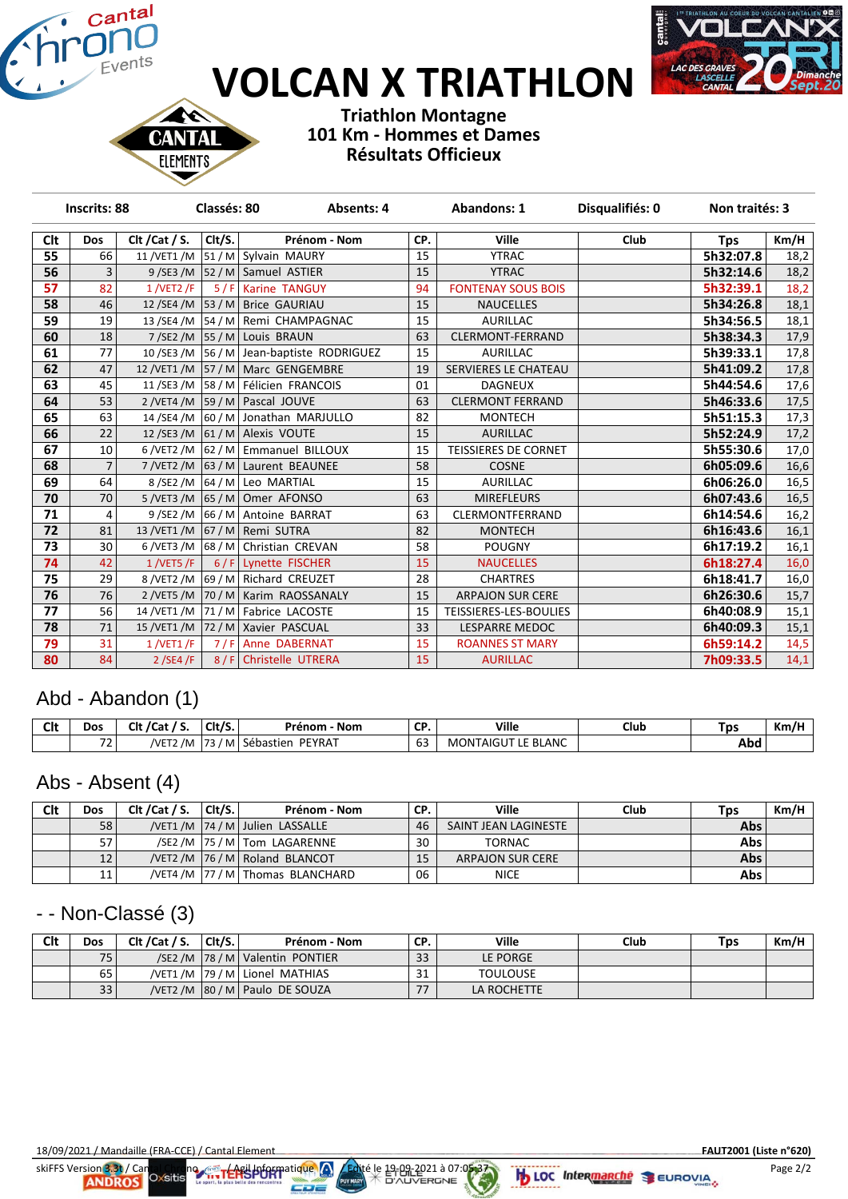# VOLCAN X TRIATHLON

**Triathlon Montagne**
**101 Km - Hommes et Dames**
**Résultats Officieux**

**Inscrits: 88** **Classés: 80** **Absents: 4** **Abandons: 1** **Disqualifiés: 0** **Non traités: 3**

| Clt | Dos | Clt /Cat / S. | Clt/S. | Prénom - Nom | CP. | Ville | Club | Tps | Km/H |
|---|---|---|---|---|---|---|---|---|---|
| 55 | 66 | 11 /VET1 /M | 51 / M | Sylvain MAURY | 15 | YTRAC | | 5h32:07.8 | 18,2 |
| 56 | 3 | 9 /SE3 /M | 52 / M | Samuel ASTIER | 15 | YTRAC | | 5h32:14.6 | 18,2 |
| 57 | 82 | 1 /VET2 /F | 5 / F | Karine TANGUY | 94 | FONTENAY SOUS BOIS | | 5h32:39.1 | 18,2 |
| 58 | 46 | 12 /SE4 /M | 53 / M | Brice GAURIAU | 15 | NAUCELLES | | 5h34:26.8 | 18,1 |
| 59 | 19 | 13 /SE4 /M | 54 / M | Remi CHAMPAGNAC | 15 | AURILLAC | | 5h34:56.5 | 18,1 |
| 60 | 18 | 7 /SE2 /M | 55 / M | Louis BRAUN | 63 | CLERMONT-FERRAND | | 5h38:34.3 | 17,9 |
| 61 | 77 | 10 /SE3 /M | 56 / M | Jean-baptiste RODRIGUEZ | 15 | AURILLAC | | 5h39:33.1 | 17,8 |
| 62 | 47 | 12 /VET1 /M | 57 / M | Marc GENGEMBRE | 19 | SERVIERES LE CHATEAU | | 5h41:09.2 | 17,8 |
| 63 | 45 | 11 /SE3 /M | 58 / M | Félicien FRANCOIS | 01 | DAGNEUX | | 5h44:54.6 | 17,6 |
| 64 | 53 | 2 /VET4 /M | 59 / M | Pascal JOUVE | 63 | CLERMONT FERRAND | | 5h46:33.6 | 17,5 |
| 65 | 63 | 14 /SE4 /M | 60 / M | Jonathan MARJULLO | 82 | MONTECH | | 5h51:15.3 | 17,3 |
| 66 | 22 | 12 /SE3 /M | 61 / M | Alexis VOUTE | 15 | AURILLAC | | 5h52:24.9 | 17,2 |
| 67 | 10 | 6 /VET2 /M | 62 / M | Emmanuel BILLOUX | 15 | TEISSIERES DE CORNET | | 5h55:30.6 | 17,0 |
| 68 | 7 | 7 /VET2 /M | 63 / M | Laurent BEAUNEE | 58 | COSNE | | 6h05:09.6 | 16,6 |
| 69 | 64 | 8 /SE2 /M | 64 / M | Leo MARTIAL | 15 | AURILLAC | | 6h06:26.0 | 16,5 |
| 70 | 70 | 5 /VET3 /M | 65 / M | Omer AFONSO | 63 | MIREFLEURS | | 6h07:43.6 | 16,5 |
| 71 | 4 | 9 /SE2 /M | 66 / M | Antoine BARRAT | 63 | CLERMONTFERRAND | | 6h14:54.6 | 16,2 |
| 72 | 81 | 13 /VET1 /M | 67 / M | Remi SUTRA | 82 | MONTECH | | 6h16:43.6 | 16,1 |
| 73 | 30 | 6 /VET3 /M | 68 / M | Christian CREVAN | 58 | POUGNY | | 6h17:19.2 | 16,1 |
| 74 | 42 | 1 /VET5 /F | 6 / F | Lynette FISCHER | 15 | NAUCELLES | | 6h18:27.4 | 16,0 |
| 75 | 29 | 8 /VET2 /M | 69 / M | Richard CREUZET | 28 | CHARTRES | | 6h18:41.7 | 16,0 |
| 76 | 76 | 2 /VET5 /M | 70 / M | Karim RAOSSANALY | 15 | ARPAJON SUR CERE | | 6h26:30.6 | 15,7 |
| 77 | 56 | 14 /VET1 /M | 71 / M | Fabrice LACOSTE | 15 | TEISSIERES-LES-BOULIES | | 6h40:08.9 | 15,1 |
| 78 | 71 | 15 /VET1 /M | 72 / M | Xavier PASCUAL | 33 | LESPARRE MEDOC | | 6h40:09.3 | 15,1 |
| 79 | 31 | 1 /VET1 /F | 7 / F | Anne DABERNAT | 15 | ROANNES ST MARY | | 6h59:14.2 | 14,5 |
| 80 | 84 | 2 /SE4 /F | 8 / F | Christelle UTRERA | 15 | AURILLAC | | 7h09:33.5 | 14,1 |

## Abd - Abandon (1)

| Clt | Dos | Clt /Cat / S. | Clt/S. | Prénom - Nom | CP. | Ville | Club | Tps | Km/H |
|---|---|---|---|---|---|---|---|---|---|
| | 72 | /VET2 /M | 73 / M | Sébastien PEYRAT | 63 | MONTAIGUT LE BLANC | | Abd | |

## Abs - Absent (4)

| Clt | Dos | Clt /Cat / S. | Clt/S. | Prénom - Nom | CP. | Ville | Club | Tps | Km/H |
|---|---|---|---|---|---|---|---|---|---|
| | 58 | /VET1 /M | 74 / M | Julien LASSALLE | 46 | SAINT JEAN LAGINESTE | | Abs | |
| | 57 | /SE2 /M | 75 / M | Tom LAGARENNE | 30 | TORNAC | | Abs | |
| | 12 | /VET2 /M | 76 / M | Roland BLANCOT | 15 | ARPAJON SUR CERE | | Abs | |
| | 11 | /VET4 /M | 77 / M | Thomas BLANCHARD | 06 | NICE | | Abs | |

## - - Non-Classé (3)

| Clt | Dos | Clt /Cat / S. | Clt/S. | Prénom - Nom | CP. | Ville | Club | Tps | Km/H |
|---|---|---|---|---|---|---|---|---|---|
| | 75 | /SE2 /M | 78 / M | Valentin PONTIER | 33 | LE PORGE | | | |
| | 65 | /VET1 /M | 79 / M | Lionel MATHIAS | 31 | TOULOUSE | | | |
| | 33 | /VET2 /M | 80 / M | Paulo DE SOUZA | 77 | LA ROCHETTE | | | |

18/09/2021 / Mandaille (FRA-CCE) / Cantal Element — FAUT2001 (Liste n°620)

skiFFS Version 3.3t / Cantal Chrono / Agil Informatique — Edité le 19-09-2021 à 07:05:37